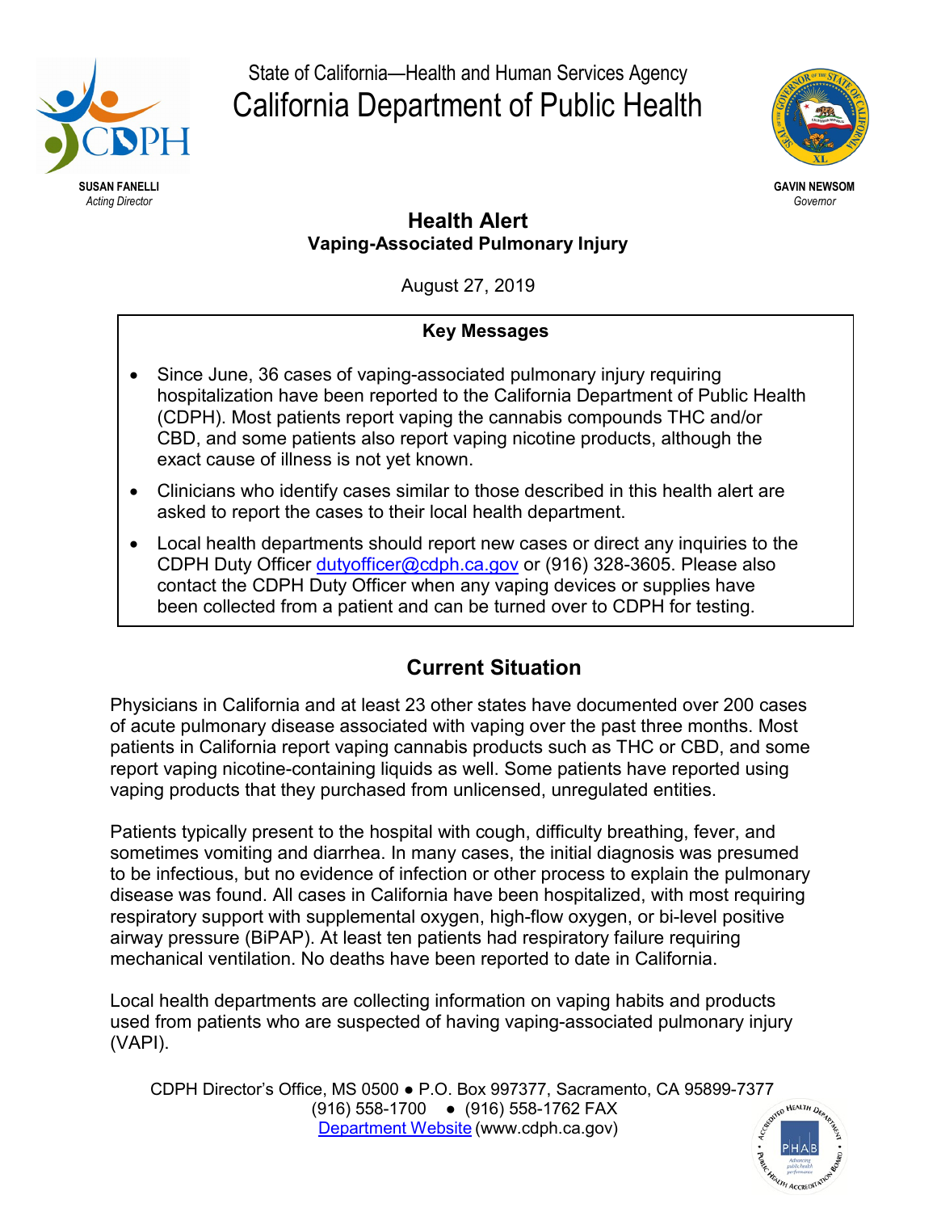State of California—Health and Human Services Agency

# California Department of Public Health

**SUSAN FANELLI**
*Acting Director*

**GAVIN NEWSOM**
*Governor*

## Health Alert
### Vaping-Associated Pulmonary Injury

August 27, 2019

**Key Messages**

- Since June, 36 cases of vaping-associated pulmonary injury requiring hospitalization have been reported to the California Department of Public Health (CDPH). Most patients report vaping the cannabis compounds THC and/or CBD, and some patients also report vaping nicotine products, although the exact cause of illness is not yet known.
- Clinicians who identify cases similar to those described in this health alert are asked to report the cases to their local health department.
- Local health departments should report new cases or direct any inquiries to the CDPH Duty Officer [dutyofficer@cdph.ca.gov](mailto:dutyofficer@cdph.ca.gov) or (916) 328-3605. Please also contact the CDPH Duty Officer when any vaping devices or supplies have been collected from a patient and can be turned over to CDPH for testing.

## Current Situation

Physicians in California and at least 23 other states have documented over 200 cases of acute pulmonary disease associated with vaping over the past three months. Most patients in California report vaping cannabis products such as THC or CBD, and some report vaping nicotine-containing liquids as well. Some patients have reported using vaping products that they purchased from unlicensed, unregulated entities.

Patients typically present to the hospital with cough, difficulty breathing, fever, and sometimes vomiting and diarrhea. In many cases, the initial diagnosis was presumed to be infectious, but no evidence of infection or other process to explain the pulmonary disease was found. All cases in California have been hospitalized, with most requiring respiratory support with supplemental oxygen, high-flow oxygen, or bi-level positive airway pressure (BiPAP). At least ten patients had respiratory failure requiring mechanical ventilation. No deaths have been reported to date in California.

Local health departments are collecting information on vaping habits and products used from patients who are suspected of having vaping-associated pulmonary injury (VAPI).

CDPH Director's Office, MS 0500 ● P.O. Box 997377, Sacramento, CA 95899-7377
(916) 558-1700 ● (916) 558-1762 FAX
[Department Website](www.cdph.ca.gov) (www.cdph.ca.gov)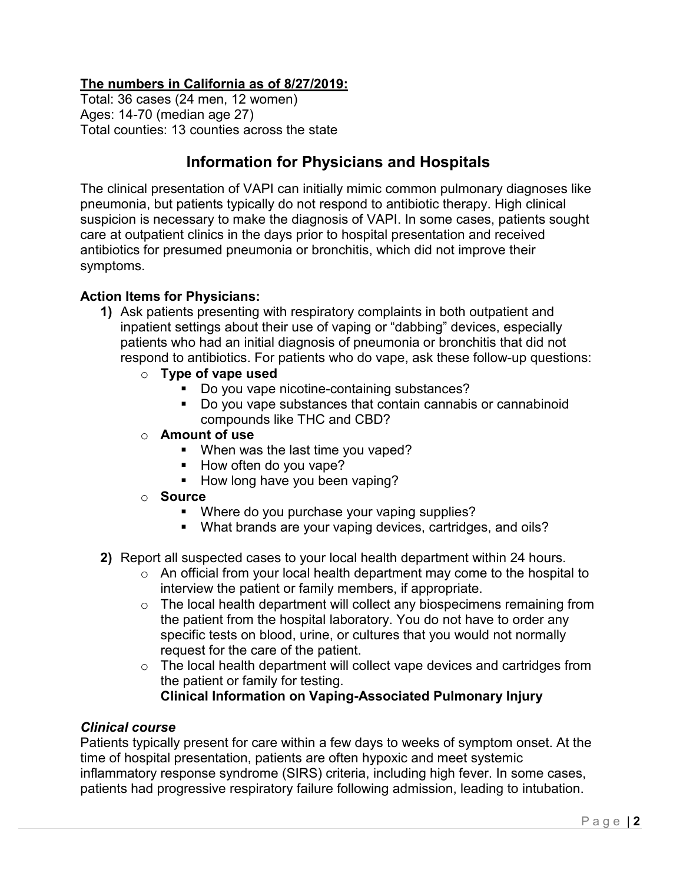**The numbers in California as of 8/27/2019:**
Total: 36 cases (24 men, 12 women)
Ages: 14-70 (median age 27)
Total counties: 13 counties across the state

## Information for Physicians and Hospitals

The clinical presentation of VAPI can initially mimic common pulmonary diagnoses like pneumonia, but patients typically do not respond to antibiotic therapy. High clinical suspicion is necessary to make the diagnosis of VAPI. In some cases, patients sought care at outpatient clinics in the days prior to hospital presentation and received antibiotics for presumed pneumonia or bronchitis, which did not improve their symptoms.

**Action Items for Physicians:**

1) Ask patients presenting with respiratory complaints in both outpatient and inpatient settings about their use of vaping or "dabbing" devices, especially patients who had an initial diagnosis of pneumonia or bronchitis that did not respond to antibiotics. For patients who do vape, ask these follow-up questions:
   - **Type of vape used**
     - Do you vape nicotine-containing substances?
     - Do you vape substances that contain cannabis or cannabinoid compounds like THC and CBD?
   - **Amount of use**
     - When was the last time you vaped?
     - How often do you vape?
     - How long have you been vaping?
   - **Source**
     - Where do you purchase your vaping supplies?
     - What brands are your vaping devices, cartridges, and oils?

2) Report all suspected cases to your local health department within 24 hours.
   - An official from your local health department may come to the hospital to interview the patient or family members, if appropriate.
   - The local health department will collect any biospecimens remaining from the patient from the hospital laboratory. You do not have to order any specific tests on blood, urine, or cultures that you would not normally request for the care of the patient.
   - The local health department will collect vape devices and cartridges from the patient or family for testing.

**Clinical Information on Vaping-Associated Pulmonary Injury**

### *Clinical course*

Patients typically present for care within a few days to weeks of symptom onset. At the time of hospital presentation, patients are often hypoxic and meet systemic inflammatory response syndrome (SIRS) criteria, including high fever. In some cases, patients had progressive respiratory failure following admission, leading to intubation.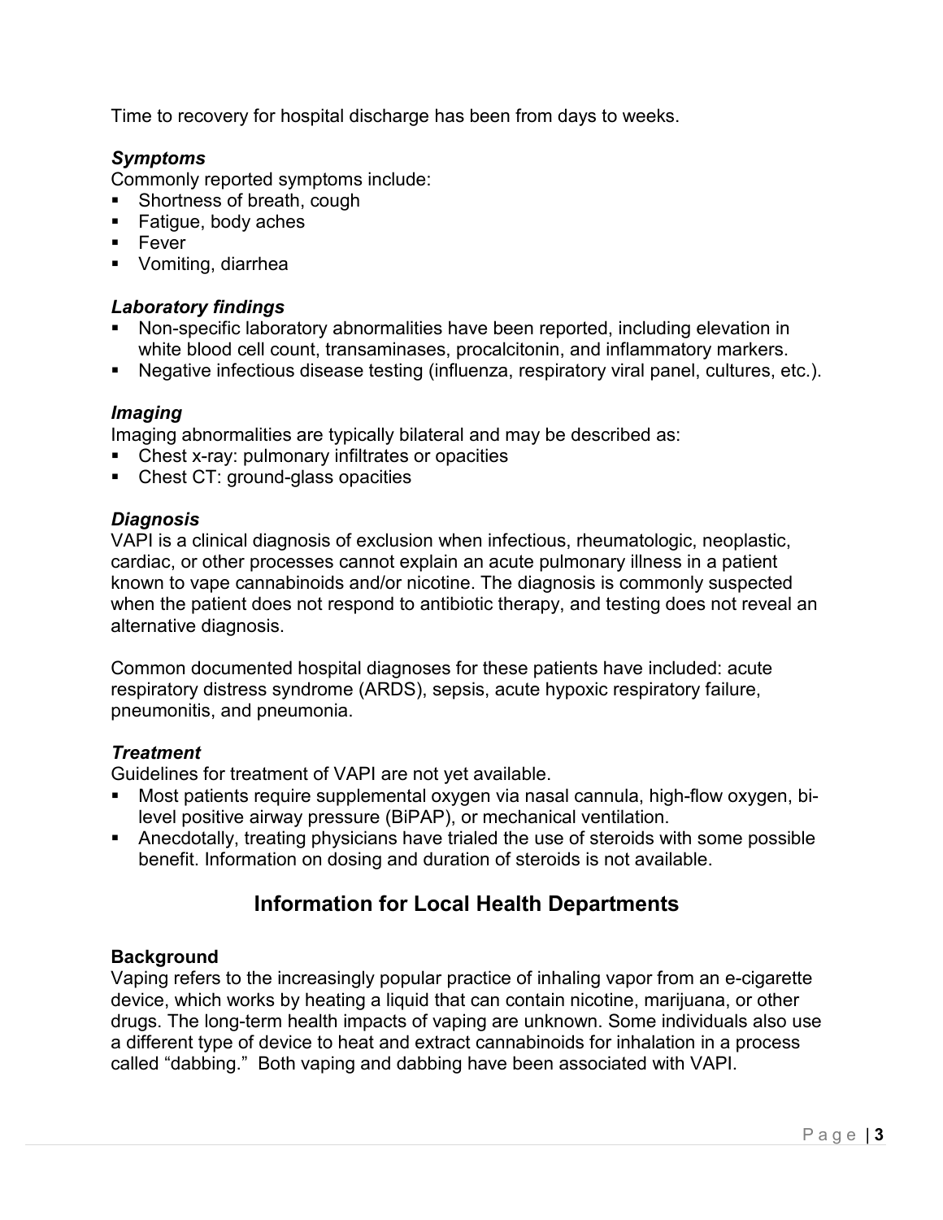Time to recovery for hospital discharge has been from days to weeks.

### *Symptoms*

Commonly reported symptoms include:

- Shortness of breath, cough
- Fatigue, body aches
- Fever
- Vomiting, diarrhea

### *Laboratory findings*

- Non-specific laboratory abnormalities have been reported, including elevation in white blood cell count, transaminases, procalcitonin, and inflammatory markers.
- Negative infectious disease testing (influenza, respiratory viral panel, cultures, etc.).

### *Imaging*

Imaging abnormalities are typically bilateral and may be described as:

- Chest x-ray: pulmonary infiltrates or opacities
- Chest CT: ground-glass opacities

### *Diagnosis*

VAPI is a clinical diagnosis of exclusion when infectious, rheumatologic, neoplastic, cardiac, or other processes cannot explain an acute pulmonary illness in a patient known to vape cannabinoids and/or nicotine. The diagnosis is commonly suspected when the patient does not respond to antibiotic therapy, and testing does not reveal an alternative diagnosis.

Common documented hospital diagnoses for these patients have included: acute respiratory distress syndrome (ARDS), sepsis, acute hypoxic respiratory failure, pneumonitis, and pneumonia.

### *Treatment*

Guidelines for treatment of VAPI are not yet available.

- Most patients require supplemental oxygen via nasal cannula, high-flow oxygen, bi-level positive airway pressure (BiPAP), or mechanical ventilation.
- Anecdotally, treating physicians have trialed the use of steroids with some possible benefit. Information on dosing and duration of steroids is not available.

## Information for Local Health Departments

### Background

Vaping refers to the increasingly popular practice of inhaling vapor from an e-cigarette device, which works by heating a liquid that can contain nicotine, marijuana, or other drugs. The long-term health impacts of vaping are unknown. Some individuals also use a different type of device to heat and extract cannabinoids for inhalation in a process called "dabbing." Both vaping and dabbing have been associated with VAPI.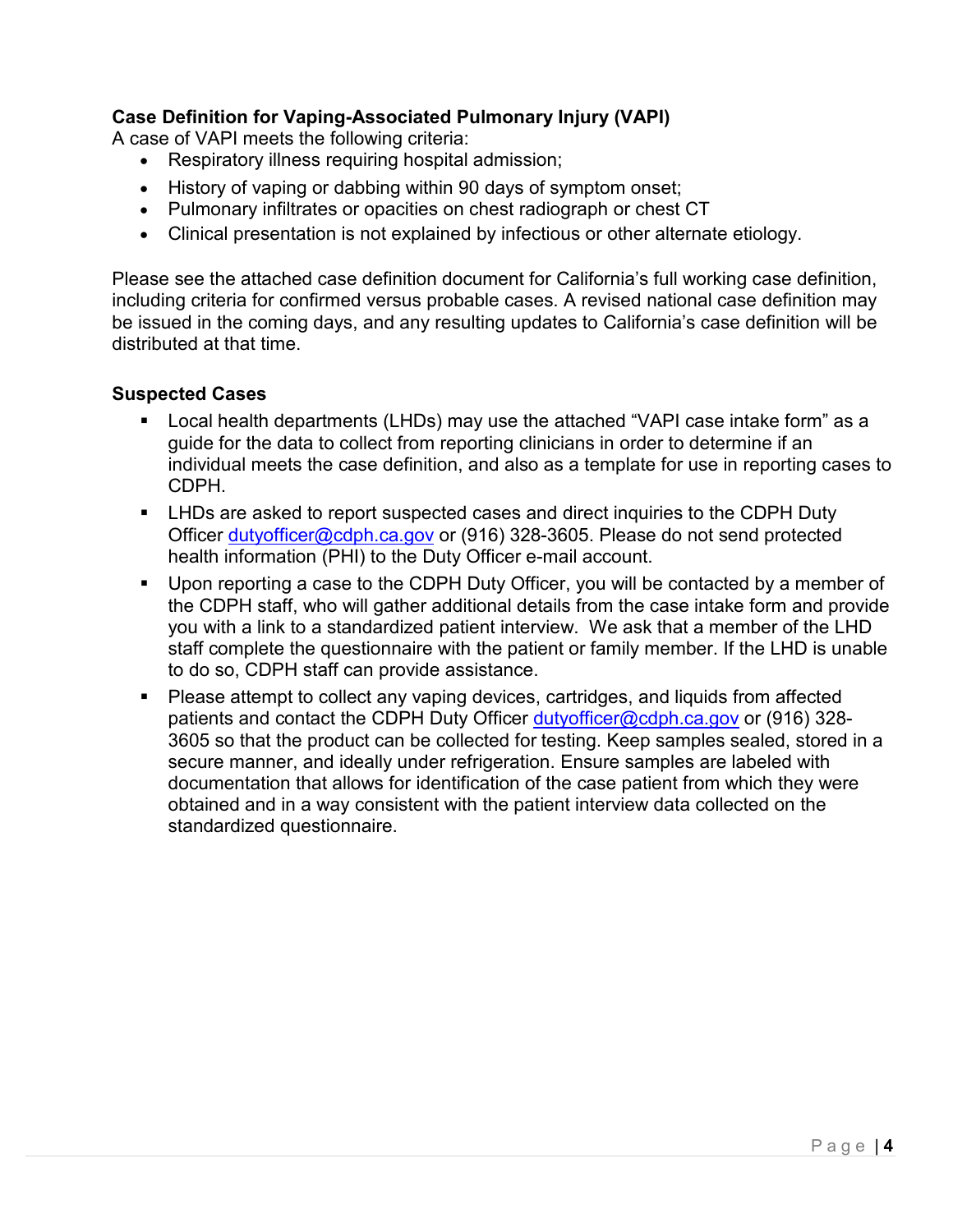**Case Definition for Vaping-Associated Pulmonary Injury (VAPI)**
A case of VAPI meets the following criteria:

- Respiratory illness requiring hospital admission;
- History of vaping or dabbing within 90 days of symptom onset;
- Pulmonary infiltrates or opacities on chest radiograph or chest CT
- Clinical presentation is not explained by infectious or other alternate etiology.

Please see the attached case definition document for California's full working case definition, including criteria for confirmed versus probable cases. A revised national case definition may be issued in the coming days, and any resulting updates to California's case definition will be distributed at that time.

**Suspected Cases**

- Local health departments (LHDs) may use the attached "VAPI case intake form" as a guide for the data to collect from reporting clinicians in order to determine if an individual meets the case definition, and also as a template for use in reporting cases to CDPH.
- LHDs are asked to report suspected cases and direct inquiries to the CDPH Duty Officer dutyofficer@cdph.ca.gov or (916) 328-3605. Please do not send protected health information (PHI) to the Duty Officer e-mail account.
- Upon reporting a case to the CDPH Duty Officer, you will be contacted by a member of the CDPH staff, who will gather additional details from the case intake form and provide you with a link to a standardized patient interview. We ask that a member of the LHD staff complete the questionnaire with the patient or family member. If the LHD is unable to do so, CDPH staff can provide assistance.
- Please attempt to collect any vaping devices, cartridges, and liquids from affected patients and contact the CDPH Duty Officer dutyofficer@cdph.ca.gov or (916) 328-3605 so that the product can be collected for testing. Keep samples sealed, stored in a secure manner, and ideally under refrigeration. Ensure samples are labeled with documentation that allows for identification of the case patient from which they were obtained and in a way consistent with the patient interview data collected on the standardized questionnaire.